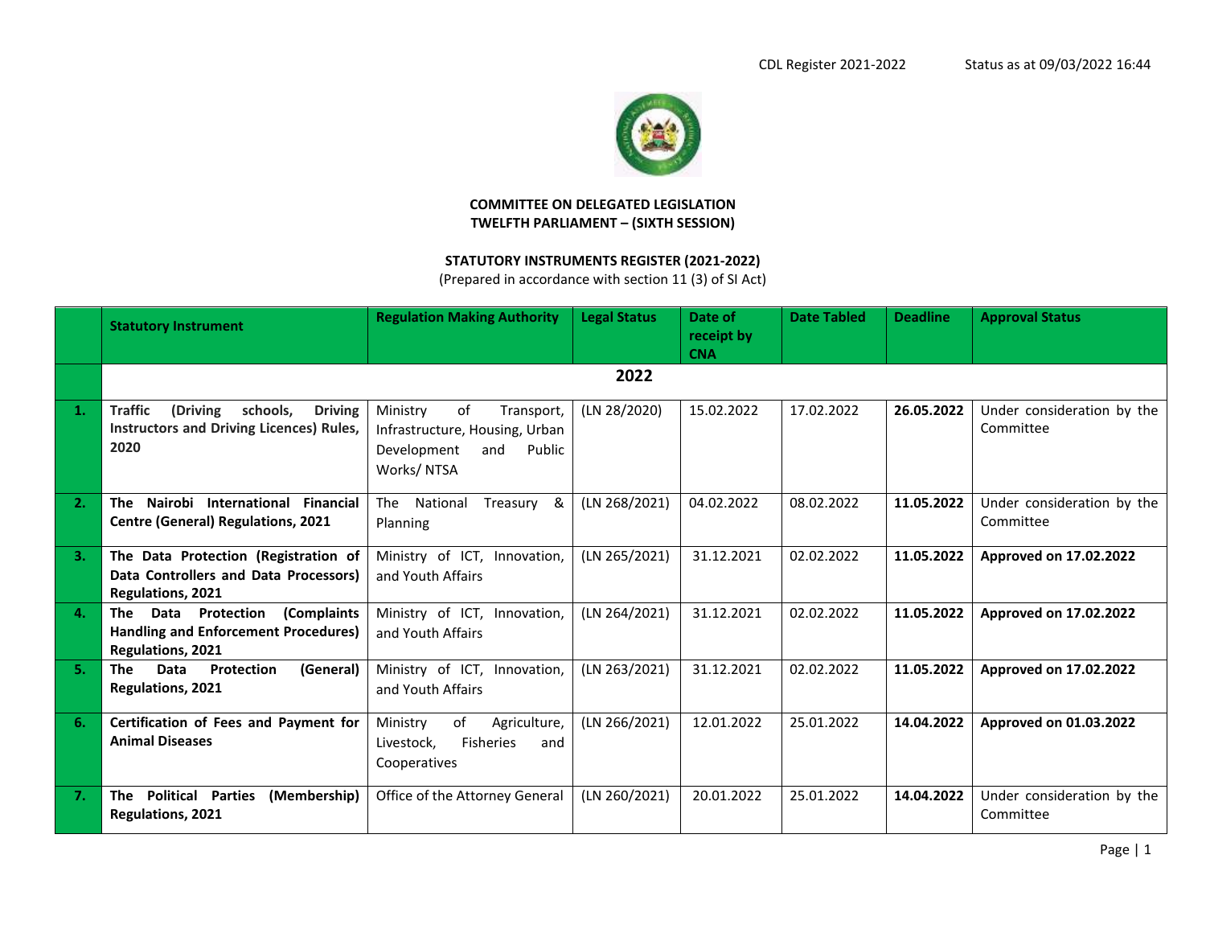CDL Register 2021-2022 Status as at 09/03/2022 16:44

**COMMITTEE ON DELEGATED LEGISLATION**
**TWELFTH PARLIAMENT – (SIXTH SESSION)**

**STATUTORY INSTRUMENTS REGISTER (2021-2022)**
(Prepared in accordance with section 11 (3) of SI Act)

| | Statutory Instrument | Regulation Making Authority | Legal Status | Date of receipt by CNA | Date Tabled | Deadline | Approval Status |
|---|---|---|---|---|---|---|---|
| | **2022** | | | | | | |
| **1.** | **Traffic (Driving schools, Driving Instructors and Driving Licences) Rules, 2020** | Ministry of Transport, Infrastructure, Housing, Urban Development and Public Works/ NTSA | (LN 28/2020) | 15.02.2022 | 17.02.2022 | **26.05.2022** | Under consideration by the Committee |
| **2.** | **The Nairobi International Financial Centre (General) Regulations, 2021** | The National Treasury & Planning | (LN 268/2021) | 04.02.2022 | 08.02.2022 | **11.05.2022** | Under consideration by the Committee |
| **3.** | **The Data Protection (Registration of Data Controllers and Data Processors) Regulations, 2021** | Ministry of ICT, Innovation, and Youth Affairs | (LN 265/2021) | 31.12.2021 | 02.02.2022 | **11.05.2022** | **Approved on 17.02.2022** |
| **4.** | **The Data Protection (Complaints Handling and Enforcement Procedures) Regulations, 2021** | Ministry of ICT, Innovation, and Youth Affairs | (LN 264/2021) | 31.12.2021 | 02.02.2022 | **11.05.2022** | **Approved on 17.02.2022** |
| **5.** | **The Data Protection (General) Regulations, 2021** | Ministry of ICT, Innovation, and Youth Affairs | (LN 263/2021) | 31.12.2021 | 02.02.2022 | **11.05.2022** | **Approved on 17.02.2022** |
| **6.** | **Certification of Fees and Payment for Animal Diseases** | Ministry of Agriculture, Livestock, Fisheries and Cooperatives | (LN 266/2021) | 12.01.2022 | 25.01.2022 | **14.04.2022** | **Approved on 01.03.2022** |
| **7.** | **The Political Parties (Membership) Regulations, 2021** | Office of the Attorney General | (LN 260/2021) | 20.01.2022 | 25.01.2022 | **14.04.2022** | Under consideration by the Committee |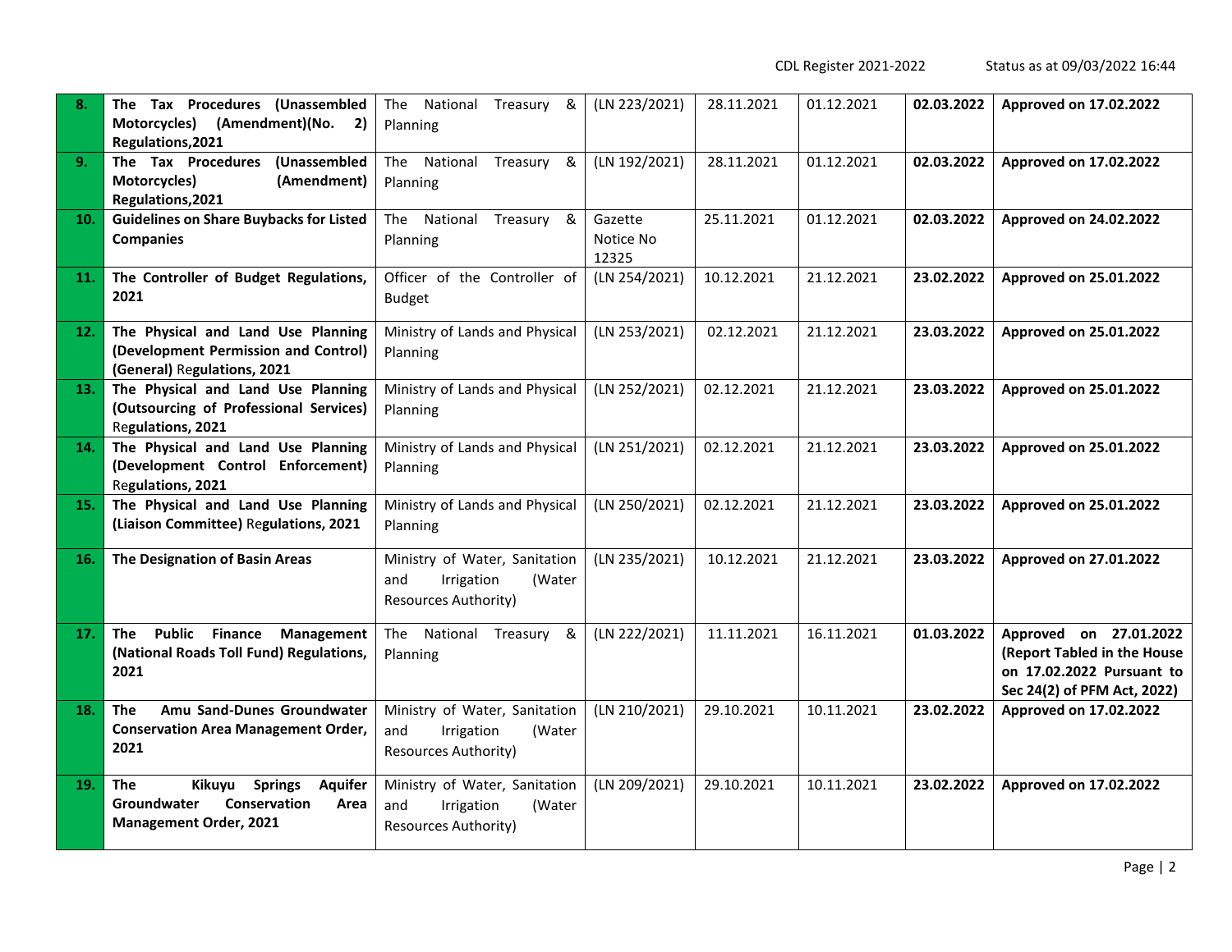| 8. | **The Tax Procedures (Unassembled Motorcycles) (Amendment)(No. 2) Regulations,2021** | The National Treasury & Planning | (LN 223/2021) | 28.11.2021 | 01.12.2021 | **02.03.2022** | **Approved on 17.02.2022** |
|---|---|---|---|---|---|---|---|
| 9. | **The Tax Procedures (Unassembled Motorcycles) (Amendment) Regulations,2021** | The National Treasury & Planning | (LN 192/2021) | 28.11.2021 | 01.12.2021 | **02.03.2022** | **Approved on 17.02.2022** |
| 10. | **Guidelines on Share Buybacks for Listed Companies** | The National Treasury & Planning | Gazette Notice No 12325 | 25.11.2021 | 01.12.2021 | **02.03.2022** | **Approved on 24.02.2022** |
| 11. | **The Controller of Budget Regulations, 2021** | Officer of the Controller of Budget | (LN 254/2021) | 10.12.2021 | 21.12.2021 | **23.02.2022** | **Approved on 25.01.2022** |
| 12. | **The Physical and Land Use Planning (Development Permission and Control) (General) Regulations, 2021** | Ministry of Lands and Physical Planning | (LN 253/2021) | 02.12.2021 | 21.12.2021 | **23.03.2022** | **Approved on 25.01.2022** |
| 13. | **The Physical and Land Use Planning (Outsourcing of Professional Services) Regulations, 2021** | Ministry of Lands and Physical Planning | (LN 252/2021) | 02.12.2021 | 21.12.2021 | **23.03.2022** | **Approved on 25.01.2022** |
| 14. | **The Physical and Land Use Planning (Development Control Enforcement) Regulations, 2021** | Ministry of Lands and Physical Planning | (LN 251/2021) | 02.12.2021 | 21.12.2021 | **23.03.2022** | **Approved on 25.01.2022** |
| 15. | **The Physical and Land Use Planning (Liaison Committee) Regulations, 2021** | Ministry of Lands and Physical Planning | (LN 250/2021) | 02.12.2021 | 21.12.2021 | **23.03.2022** | **Approved on 25.01.2022** |
| 16. | **The Designation of Basin Areas** | Ministry of Water, Sanitation and Irrigation (Water Resources Authority) | (LN 235/2021) | 10.12.2021 | 21.12.2021 | **23.03.2022** | **Approved on 27.01.2022** |
| 17. | **The Public Finance Management (National Roads Toll Fund) Regulations, 2021** | The National Treasury & Planning | (LN 222/2021) | 11.11.2021 | 16.11.2021 | **01.03.2022** | **Approved on 27.01.2022 (Report Tabled in the House on 17.02.2022 Pursuant to Sec 24(2) of PFM Act, 2022)** |
| 18. | **The Amu Sand-Dunes Groundwater Conservation Area Management Order, 2021** | Ministry of Water, Sanitation and Irrigation (Water Resources Authority) | (LN 210/2021) | 29.10.2021 | 10.11.2021 | **23.02.2022** | **Approved on 17.02.2022** |
| 19. | **The Kikuyu Springs Aquifer Groundwater Conservation Area Management Order, 2021** | Ministry of Water, Sanitation and Irrigation (Water Resources Authority) | (LN 209/2021) | 29.10.2021 | 10.11.2021 | **23.02.2022** | **Approved on 17.02.2022** |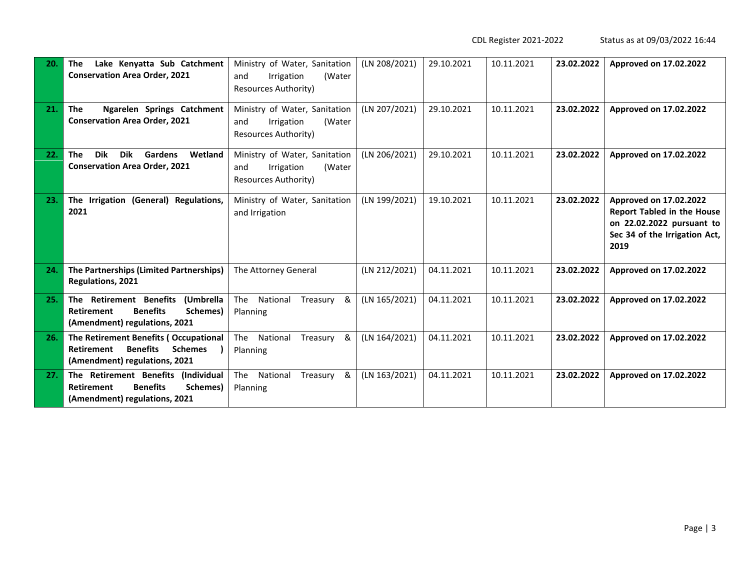| | | | | | | | |
|---|---|---|---|---|---|---|---|
| **20.** | **The Lake Kenyatta Sub Catchment Conservation Area Order, 2021** | Ministry of Water, Sanitation and Irrigation (Water Resources Authority) | (LN 208/2021) | 29.10.2021 | 10.11.2021 | **23.02.2022** | **Approved on 17.02.2022** |
| **21.** | **The Ngarelen Springs Catchment Conservation Area Order, 2021** | Ministry of Water, Sanitation and Irrigation (Water Resources Authority) | (LN 207/2021) | 29.10.2021 | 10.11.2021 | **23.02.2022** | **Approved on 17.02.2022** |
| **22.** | **The Dik Dik Gardens Wetland Conservation Area Order, 2021** | Ministry of Water, Sanitation and Irrigation (Water Resources Authority) | (LN 206/2021) | 29.10.2021 | 10.11.2021 | **23.02.2022** | **Approved on 17.02.2022** |
| **23.** | **The Irrigation (General) Regulations, 2021** | Ministry of Water, Sanitation and Irrigation | (LN 199/2021) | 19.10.2021 | 10.11.2021 | **23.02.2022** | **Approved on 17.02.2022 Report Tabled in the House on 22.02.2022 pursuant to Sec 34 of the Irrigation Act, 2019** |
| **24.** | **The Partnerships (Limited Partnerships) Regulations, 2021** | The Attorney General | (LN 212/2021) | 04.11.2021 | 10.11.2021 | **23.02.2022** | **Approved on 17.02.2022** |
| **25.** | **The Retirement Benefits (Umbrella Retirement Benefits Schemes) (Amendment) regulations, 2021** | The National Treasury & Planning | (LN 165/2021) | 04.11.2021 | 10.11.2021 | **23.02.2022** | **Approved on 17.02.2022** |
| **26.** | **The Retirement Benefits ( Occupational Retirement Benefits Schemes ) (Amendment) regulations, 2021** | The National Treasury & Planning | (LN 164/2021) | 04.11.2021 | 10.11.2021 | **23.02.2022** | **Approved on 17.02.2022** |
| **27.** | **The Retirement Benefits (Individual Retirement Benefits Schemes) (Amendment) regulations, 2021** | The National Treasury & Planning | (LN 163/2021) | 04.11.2021 | 10.11.2021 | **23.02.2022** | **Approved on 17.02.2022** |